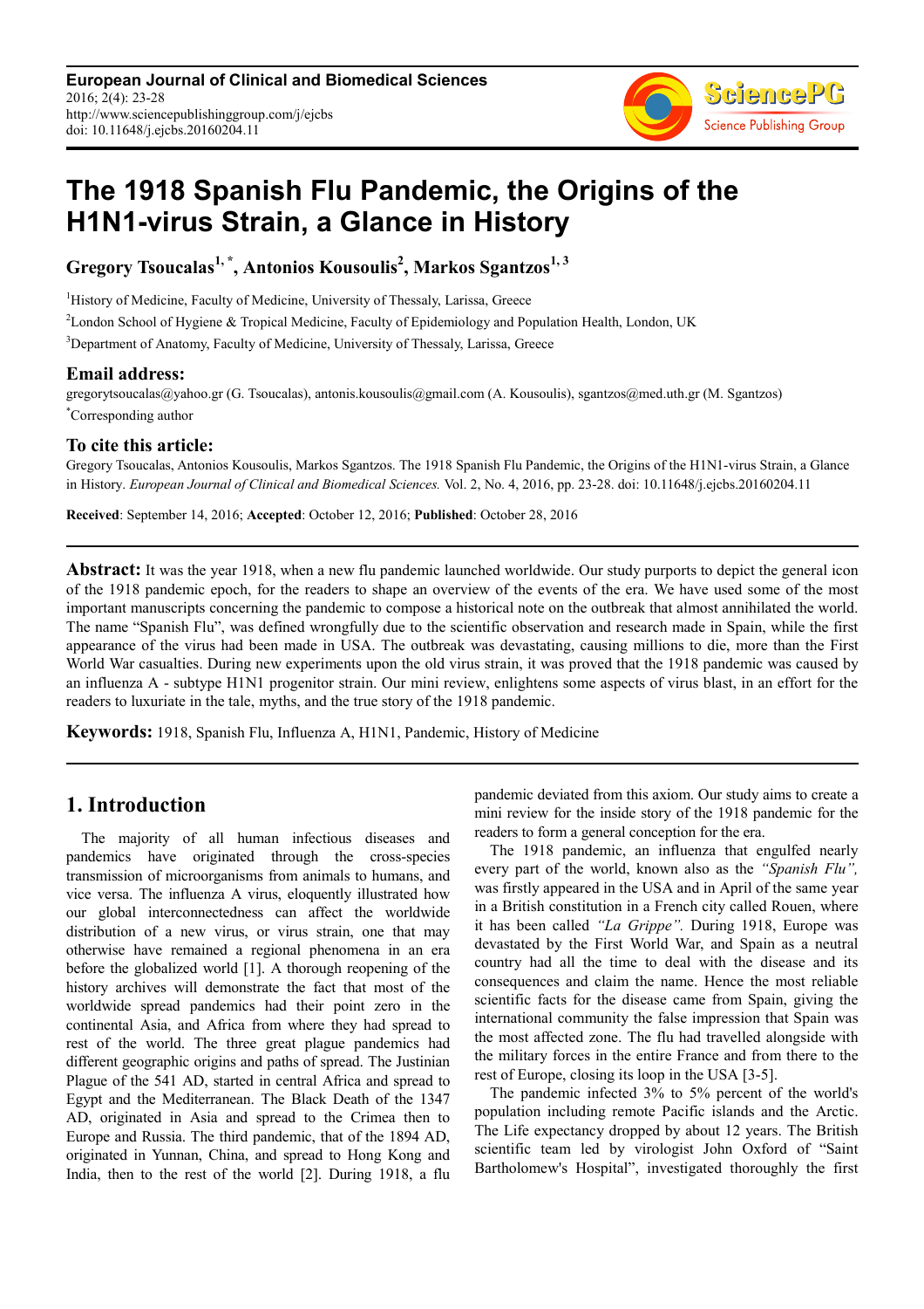European Journal of Clinical and Biomedical Sciences
2016; 2(4): 23-28
http://www.sciencepublishinggroup.com/j/ejcbs
doi: 10.11648/j.ejcbs.20160204.11

# The 1918 Spanish Flu Pandemic, the Origins of the H1N1-virus Strain, a Glance in History

**Gregory Tsoucalas[1, *], Antonios Kousoulis[2], Markos Sgantzos[1, 3]**

[1]History of Medicine, Faculty of Medicine, University of Thessaly, Larissa, Greece

[2]London School of Hygiene & Tropical Medicine, Faculty of Epidemiology and Population Health, London, UK

[3]Department of Anatomy, Faculty of Medicine, University of Thessaly, Larissa, Greece

### Email address:

gregorytsoucalas@yahoo.gr (G. Tsoucalas), antonis.kousoulis@gmail.com (A. Kousoulis), sgantzos@med.uth.gr (M. Sgantzos)

[*]Corresponding author

### To cite this article:

Gregory Tsoucalas, Antonios Kousoulis, Markos Sgantzos. The 1918 Spanish Flu Pandemic, the Origins of the H1N1-virus Strain, a Glance in History. *European Journal of Clinical and Biomedical Sciences.* Vol. 2, No. 4, 2016, pp. 23-28. doi: 10.11648/j.ejcbs.20160204.11

**Received**: September 14, 2016; **Accepted**: October 12, 2016; **Published**: October 28, 2016

---

**Abstract:** It was the year 1918, when a new flu pandemic launched worldwide. Our study purports to depict the general icon of the 1918 pandemic epoch, for the readers to shape an overview of the events of the era. We have used some of the most important manuscripts concerning the pandemic to compose a historical note on the outbreak that almost annihilated the world. The name "Spanish Flu", was defined wrongfully due to the scientific observation and research made in Spain, while the first appearance of the virus had been made in USA. The outbreak was devastating, causing millions to die, more than the First World War casualties. During new experiments upon the old virus strain, it was proved that the 1918 pandemic was caused by an influenza A - subtype H1N1 progenitor strain. Our mini review, enlightens some aspects of virus blast, in an effort for the readers to luxuriate in the tale, myths, and the true story of the 1918 pandemic.

**Keywords:** 1918, Spanish Flu, Influenza A, H1N1, Pandemic, History of Medicine

---

## 1. Introduction

The majority of all human infectious diseases and pandemics have originated through the cross-species transmission of microorganisms from animals to humans, and vice versa. The influenza A virus, eloquently illustrated how our global interconnectedness can affect the worldwide distribution of a new virus, or virus strain, one that may otherwise have remained a regional phenomena in an era before the globalized world [1]. A thorough reopening of the history archives will demonstrate the fact that most of the worldwide spread pandemics had their point zero in the continental Asia, and Africa from where they had spread to rest of the world. The three great plague pandemics had different geographic origins and paths of spread. The Justinian Plague of the 541 AD, started in central Africa and spread to Egypt and the Mediterranean. The Black Death of the 1347 AD, originated in Asia and spread to the Crimea then to Europe and Russia. The third pandemic, that of the 1894 AD, originated in Yunnan, China, and spread to Hong Kong and India, then to the rest of the world [2]. During 1918, a flu pandemic deviated from this axiom. Our study aims to create a mini review for the inside story of the 1918 pandemic for the readers to form a general conception for the era.

The 1918 pandemic, an influenza that engulfed nearly every part of the world, known also as the *"Spanish Flu",* was firstly appeared in the USA and in April of the same year in a British constitution in a French city called Rouen, where it has been called *"La Grippe".* During 1918, Europe was devastated by the First World War, and Spain as a neutral country had all the time to deal with the disease and its consequences and claim the name. Hence the most reliable scientific facts for the disease came from Spain, giving the international community the false impression that Spain was the most affected zone. The flu had travelled alongside with the military forces in the entire France and from there to the rest of Europe, closing its loop in the USA [3-5].

The pandemic infected 3% to 5% percent of the world's population including remote Pacific islands and the Arctic. The Life expectancy dropped by about 12 years. The British scientific team led by virologist John Oxford of "Saint Bartholomew's Hospital", investigated thoroughly the first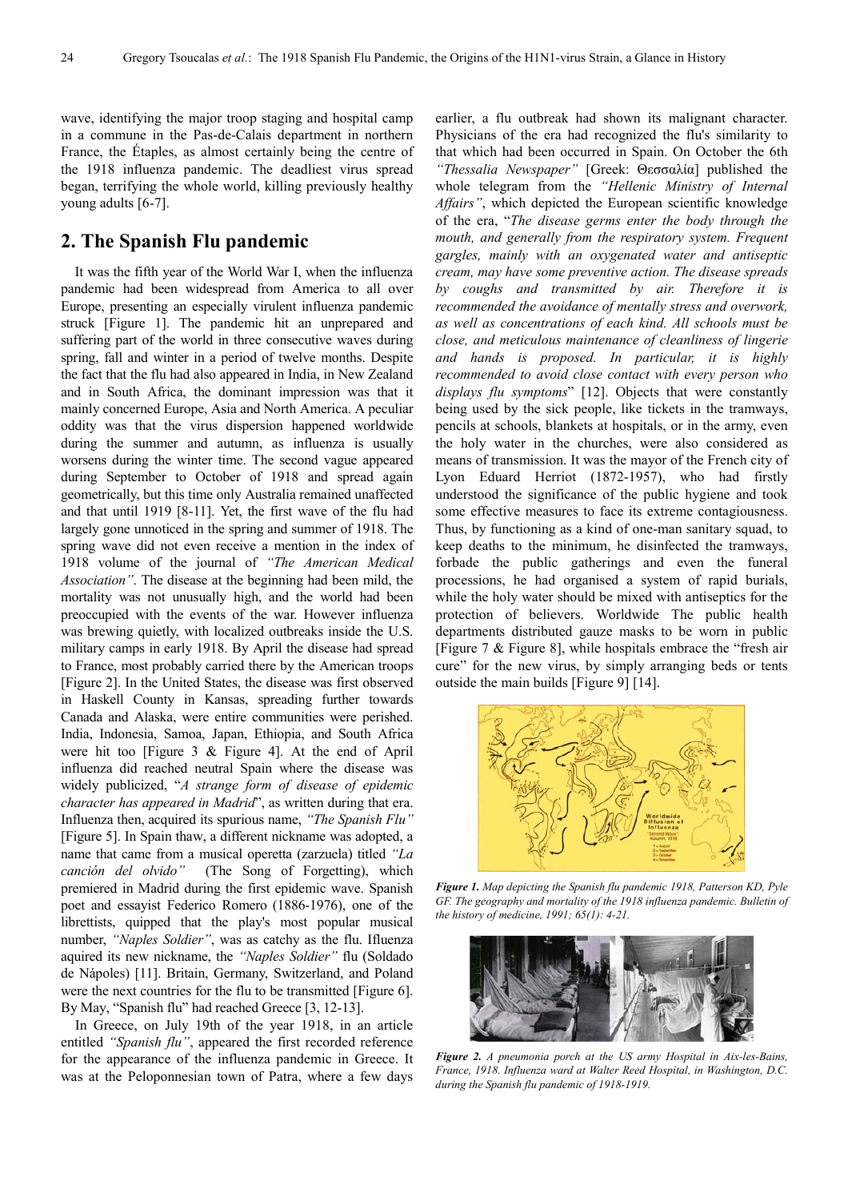wave, identifying the major troop staging and hospital camp in a commune in the Pas-de-Calais department in northern France, the Étaples, as almost certainly being the centre of the 1918 influenza pandemic. The deadliest virus spread began, terrifying the whole world, killing previously healthy young adults [6-7].

## 2. The Spanish Flu pandemic

It was the fifth year of the World War I, when the influenza pandemic had been widespread from America to all over Europe, presenting an especially virulent influenza pandemic struck [Figure 1]. The pandemic hit an unprepared and suffering part of the world in three consecutive waves during spring, fall and winter in a period of twelve months. Despite the fact that the flu had also appeared in India, in New Zealand and in South Africa, the dominant impression was that it mainly concerned Europe, Asia and North America. A peculiar oddity was that the virus dispersion happened worldwide during the summer and autumn, as influenza is usually worsens during the winter time. The second vague appeared during September to October of 1918 and spread again geometrically, but this time only Australia remained unaffected and that until 1919 [8-11]. Yet, the first wave of the flu had largely gone unnoticed in the spring and summer of 1918. The spring wave did not even receive a mention in the index of 1918 volume of the journal of *"The American Medical Association"*. The disease at the beginning had been mild, the mortality was not unusually high, and the world had been preoccupied with the events of the war. However influenza was brewing quietly, with localized outbreaks inside the U.S. military camps in early 1918. By April the disease had spread to France, most probably carried there by the American troops [Figure 2]. In the United States, the disease was first observed in Haskell County in Kansas, spreading further towards Canada and Alaska, were entire communities were perished. India, Indonesia, Samoa, Japan, Ethiopia, and South Africa were hit too [Figure 3 & Figure 4]. At the end of April influenza did reached neutral Spain where the disease was widely publicized, "*A strange form of disease of epidemic character has appeared in Madrid*", as written during that era. Influenza then, acquired its spurious name, *"The Spanish Flu"* [Figure 5]. In Spain thaw, a different nickname was adopted, a name that came from a musical operetta (zarzuela) titled *"La canción del olvido"* (The Song of Forgetting), which premiered in Madrid during the first epidemic wave. Spanish poet and essayist Federico Romero (1886-1976), one of the librettists, quipped that the play's most popular musical number, *"Naples Soldier"*, was as catchy as the flu. Ifluenza aquired its new nickname, the *"Naples Soldier"* flu (Soldado de Nápoles) [11]. Britain, Germany, Switzerland, and Poland were the next countries for the flu to be transmitted [Figure 6]. By May, "Spanish flu" had reached Greece [3, 12-13].

In Greece, on July 19th of the year 1918, in an article entitled *"Spanish flu"*, appeared the first recorded reference for the appearance of the influenza pandemic in Greece. It was at the Peloponnesian town of Patra, where a few days earlier, a flu outbreak had shown its malignant character. Physicians of the era had recognized the flu's similarity to that which had been occurred in Spain. On October the 6th *"Thessalia Newspaper"* [Greek: Θεσσαλία] published the whole telegram from the *"Hellenic Ministry of Internal Affairs"*, which depicted the European scientific knowledge of the era, "*The disease germs enter the body through the mouth, and generally from the respiratory system. Frequent gargles, mainly with an oxygenated water and antiseptic cream, may have some preventive action. The disease spreads by coughs and transmitted by air. Therefore it is recommended the avoidance of mentally stress and overwork, as well as concentrations of each kind. All schools must be close, and meticulous maintenance of cleanliness of lingerie and hands is proposed. In particular, it is highly recommended to avoid close contact with every person who displays flu symptoms*" [12]. Objects that were constantly being used by the sick people, like tickets in the tramways, pencils at schools, blankets at hospitals, or in the army, even the holy water in the churches, were also considered as means of transmission. It was the mayor of the French city of Lyon Eduard Herriot (1872-1957), who had firstly understood the significance of the public hygiene and took some effective measures to face its extreme contagiousness. Thus, by functioning as a kind of one-man sanitary squad, to keep deaths to the minimum, he disinfected the tramways, forbade the public gatherings and even the funeral processions, he had organised a system of rapid burials, while the holy water should be mixed with antiseptics for the protection of believers. Worldwide The public health departments distributed gauze masks to be worn in public [Figure 7 & Figure 8], while hospitals embrace the "fresh air cure" for the new virus, by simply arranging beds or tents outside the main builds [Figure 9] [14].

Worldwide Diffusion of Influenza
"Second Wave" Autumn, 1918
1 = August
2 = September
3 = October
4 = November

***Figure 1.*** *Map depicting the Spanish flu pandemic 1918, Patterson KD, Pyle GF. The geography and mortality of the 1918 influenza pandemic. Bulletin of the history of medicine, 1991; 65(1): 4-21.*

***Figure 2.*** *A pneumonia porch at the US army Hospital in Aix-les-Bains, France, 1918. Influenza ward at Walter Reed Hospital, in Washington, D.C. during the Spanish flu pandemic of 1918-1919.*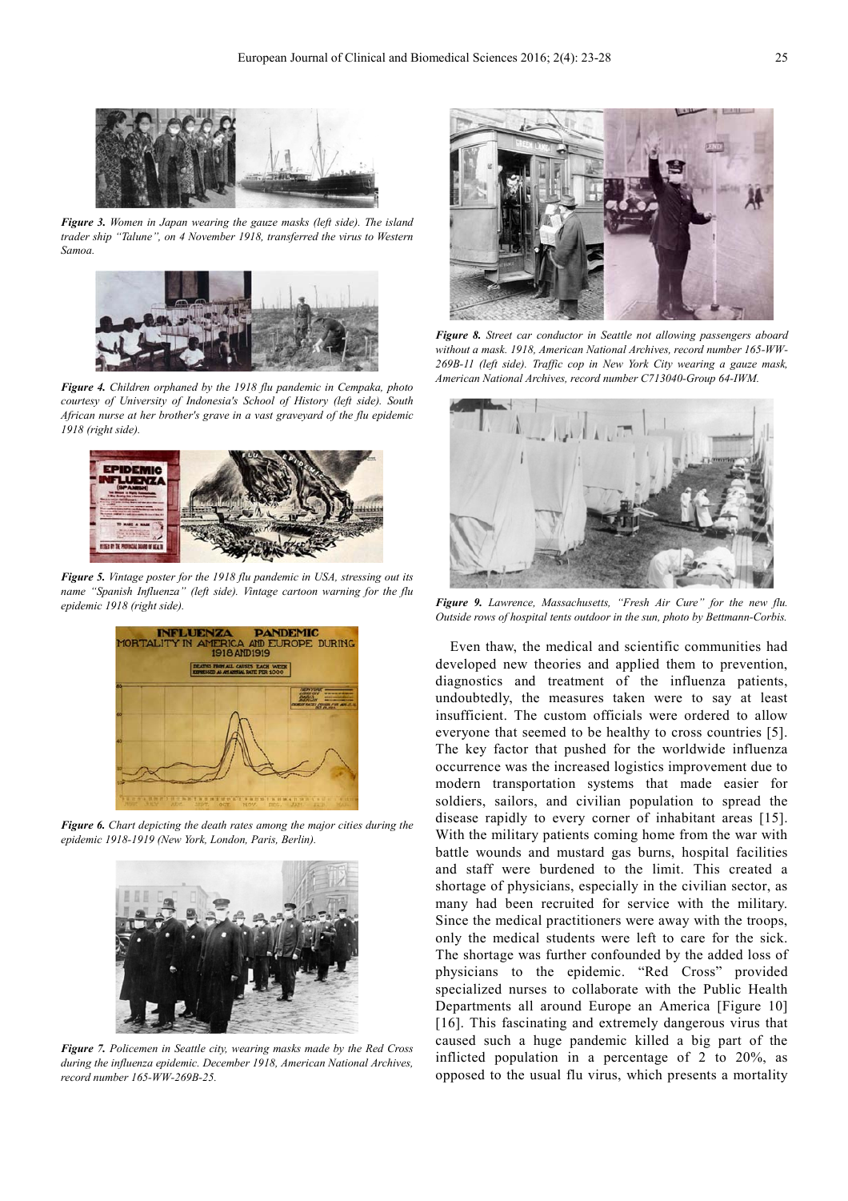*Figure 3. Women in Japan wearing the gauze masks (left side). The island trader ship "Talune", on 4 November 1918, transferred the virus to Western Samoa.*

*Figure 4. Children orphaned by the 1918 flu pandemic in Cempaka, photo courtesy of University of Indonesia's School of History (left side). South African nurse at her brother's grave in a vast graveyard of the flu epidemic 1918 (right side).*

*Figure 5. Vintage poster for the 1918 flu pandemic in USA, stressing out its name "Spanish Influenza" (left side). Vintage cartoon warning for the flu epidemic 1918 (right side).*

INFLUENZA PANDEMIC
MORTALITY IN AMERICA AND EUROPE DURING 1918 AND 1919

DEATHS FROM ALL CAUSES EACH WEEK EXPRESSED AS AN ANNUAL RATE PER 1000

*Figure 6. Chart depicting the death rates among the major cities during the epidemic 1918-1919 (New York, London, Paris, Berlin).*

*Figure 7. Policemen in Seattle city, wearing masks made by the Red Cross during the influenza epidemic. December 1918, American National Archives, record number 165-WW-269B-25.*

*Figure 8. Street car conductor in Seattle not allowing passengers aboard without a mask. 1918, American National Archives, record number 165-WW-269B-11 (left side). Traffic cop in New York City wearing a gauze mask, American National Archives, record number C713040-Group 64-IWM.*

*Figure 9. Lawrence, Massachusetts, "Fresh Air Cure" for the new flu. Outside rows of hospital tents outdoor in the sun, photo by Bettmann-Corbis.*

Even thaw, the medical and scientific communities had developed new theories and applied them to prevention, diagnostics and treatment of the influenza patients, undoubtedly, the measures taken were to say at least insufficient. The custom officials were ordered to allow everyone that seemed to be healthy to cross countries [5]. The key factor that pushed for the worldwide influenza occurrence was the increased logistics improvement due to modern transportation systems that made easier for soldiers, sailors, and civilian population to spread the disease rapidly to every corner of inhabitant areas [15]. With the military patients coming home from the war with battle wounds and mustard gas burns, hospital facilities and staff were burdened to the limit. This created a shortage of physicians, especially in the civilian sector, as many had been recruited for service with the military. Since the medical practitioners were away with the troops, only the medical students were left to care for the sick. The shortage was further confounded by the added loss of physicians to the epidemic. "Red Cross" provided specialized nurses to collaborate with the Public Health Departments all around Europe an America [Figure 10] [16]. This fascinating and extremely dangerous virus that caused such a huge pandemic killed a big part of the inflicted population in a percentage of 2 to 20%, as opposed to the usual flu virus, which presents a mortality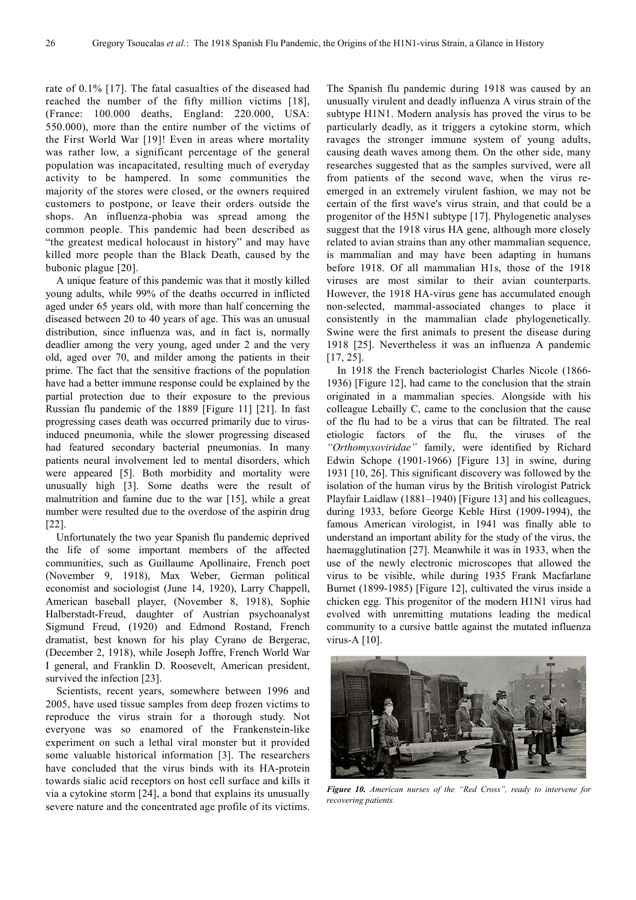rate of 0.1% [17]. The fatal casualties of the diseased had reached the number of the fifty million victims [18], (France: 100.000 deaths, England: 220.000, USA: 550.000), more than the entire number of the victims of the First World War [19]! Even in areas where mortality was rather low, a significant percentage of the general population was incapacitated, resulting much of everyday activity to be hampered. In some communities the majority of the stores were closed, or the owners required customers to postpone, or leave their orders outside the shops. An influenza-phobia was spread among the common people. This pandemic had been described as "the greatest medical holocaust in history" and may have killed more people than the Black Death, caused by the bubonic plague [20].

A unique feature of this pandemic was that it mostly killed young adults, while 99% of the deaths occurred in inflicted aged under 65 years old, with more than half concerning the diseased between 20 to 40 years of age. This was an unusual distribution, since influenza was, and in fact is, normally deadlier among the very young, aged under 2 and the very old, aged over 70, and milder among the patients in their prime. The fact that the sensitive fractions of the population have had a better immune response could be explained by the partial protection due to their exposure to the previous Russian flu pandemic of the 1889 [Figure 11] [21]. In fast progressing cases death was occurred primarily due to virus-induced pneumonia, while the slower progressing diseased had featured secondary bacterial pneumonias. In many patients neural involvement led to mental disorders, which were appeared [5]. Both morbidity and mortality were unusually high [3]. Some deaths were the result of malnutrition and famine due to the war [15], while a great number were resulted due to the overdose of the aspirin drug [22].

Unfortunately the two year Spanish flu pandemic deprived the life of some important members of the affected communities, such as Guillaume Apollinaire, French poet (November 9, 1918), Max Weber, German political economist and sociologist (June 14, 1920), Larry Chappell, American baseball player, (November 8, 1918), Sophie Halberstadt-Freud, daughter of Austrian psychoanalyst Sigmund Freud, (1920) and Edmond Rostand, French dramatist, best known for his play Cyrano de Bergerac, (December 2, 1918), while Joseph Joffre, French World War I general, and Franklin D. Roosevelt, American president, survived the infection [23].

Scientists, recent years, somewhere between 1996 and 2005, have used tissue samples from deep frozen victims to reproduce the virus strain for a thorough study. Not everyone was so enamored of the Frankenstein-like experiment on such a lethal viral monster but it provided some valuable historical information [3]. The researchers have concluded that the virus binds with its HA-protein towards sialic acid receptors on host cell surface and kills it via a cytokine storm [24], a bond that explains its unusually severe nature and the concentrated age profile of its victims.

The Spanish flu pandemic during 1918 was caused by an unusually virulent and deadly influenza A virus strain of the subtype H1N1. Modern analysis has proved the virus to be particularly deadly, as it triggers a cytokine storm, which ravages the stronger immune system of young adults, causing death waves among them. On the other side, many researches suggested that as the samples survived, were all from patients of the second wave, when the virus re-emerged in an extremely virulent fashion, we may not be certain of the first wave's virus strain, and that could be a progenitor of the H5N1 subtype [17]. Phylogenetic analyses suggest that the 1918 virus HA gene, although more closely related to avian strains than any other mammalian sequence, is mammalian and may have been adapting in humans before 1918. Of all mammalian H1s, those of the 1918 viruses are most similar to their avian counterparts. However, the 1918 HA-virus gene has accumulated enough non-selected, mammal-associated changes to place it consistently in the mammalian clade phylogenetically. Swine were the first animals to present the disease during 1918 [25]. Nevertheless it was an influenza A pandemic [17, 25].

In 1918 the French bacteriologist Charles Nicole (1866-1936) [Figure 12], had came to the conclusion that the strain originated in a mammalian species. Alongside with his colleague Lebailly C, came to the conclusion that the cause of the flu had to be a virus that can be filtrated. The real etiologic factors of the flu, the viruses of the *"Orthomyxoviridae"* family, were identified by Richard Edwin Schope (1901-1966) [Figure 13] in swine, during 1931 [10, 26]. This significant discovery was followed by the isolation of the human virus by the British virologist Patrick Playfair Laidlaw (1881–1940) [Figure 13] and his colleagues, during 1933, before George Keble Hirst (1909-1994), the famous American virologist, in 1941 was finally able to understand an important ability for the study of the virus, the haemagglutination [27]. Meanwhile it was in 1933, when the use of the newly electronic microscopes that allowed the virus to be visible, while during 1935 Frank Macfarlane Burnet (1899-1985) [Figure 12], cultivated the virus inside a chicken egg. This progenitor of the modern H1N1 virus had evolved with unremitting mutations leading the medical community to a cursive battle against the mutated influenza virus-A [10].

***Figure 10.*** *American nurses of the "Red Cross", ready to intervene for recovering patients.*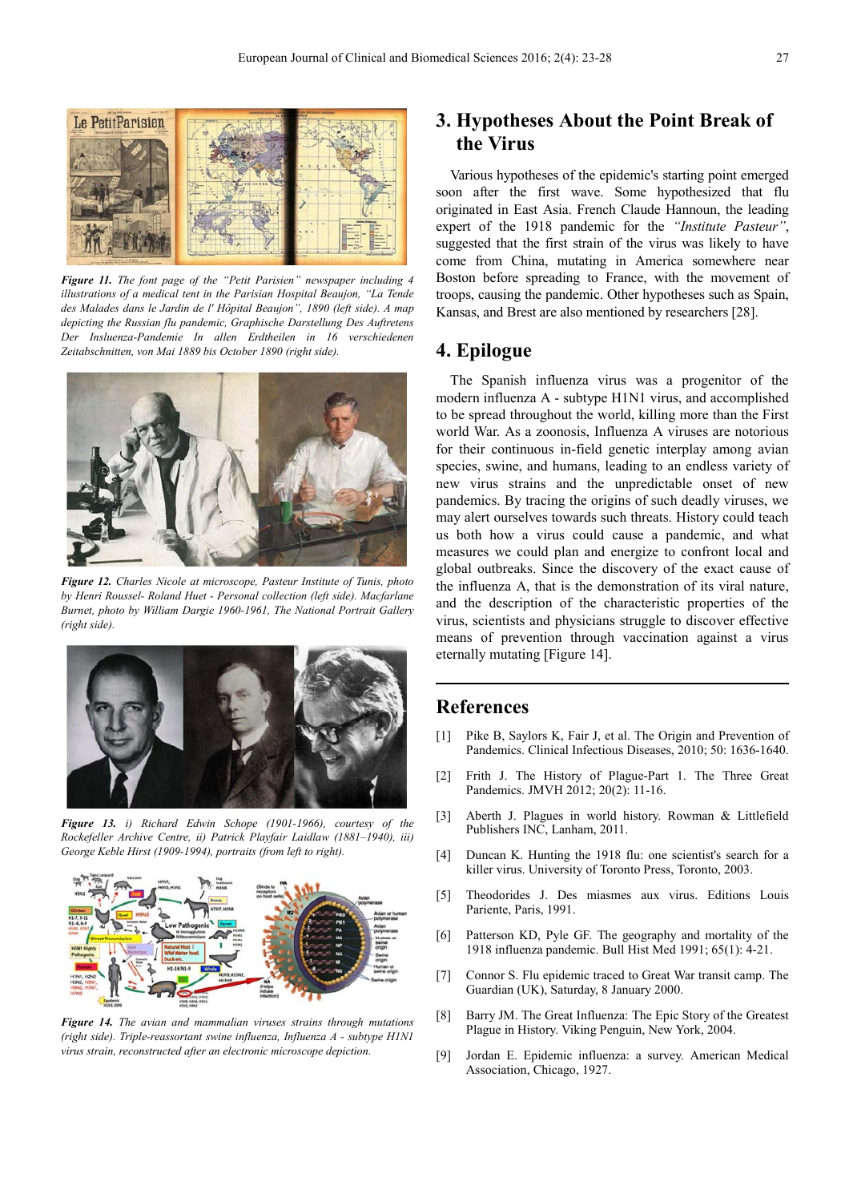*Figure 11. The font page of the "Petit Parisien" newspaper including 4 illustrations of a medical tent in the Parisian Hospital Beaujon, "La Tende des Malades dans le Jardin de l' Hôpital Beaujon", 1890 (left side). A map depicting the Russian flu pandemic, Graphische Darstellung Des Auftretens Der Insluenza-Pandemie In allen Erdtheilen in 16 verschiedenen Zeitabschnitten, von Mai 1889 bis October 1890 (right side).*

*Figure 12. Charles Nicole at microscope, Pasteur Institute of Tunis, photo by Henri Roussel- Roland Huet - Personal collection (left side). Macfarlane Burnet, photo by William Dargie 1960-1961, The National Portrait Gallery (right side).*

*Figure 13. i) Richard Edwin Schope (1901-1966), courtesy of the Rockefeller Archive Centre, ii) Patrick Playfair Laidlaw (1881–1940), iii) George Keble Hirst (1909-1994), portraits (from left to right).*

*Figure 14. The avian and mammalian viruses strains through mutations (right side). Triple-reassortant swine influenza, Influenza A - subtype H1N1 virus strain, reconstructed after an electronic microscope depiction.*

## 3. Hypotheses About the Point Break of the Virus

Various hypotheses of the epidemic's starting point emerged soon after the first wave. Some hypothesized that flu originated in East Asia. French Claude Hannoun, the leading expert of the 1918 pandemic for the *"Institute Pasteur"*, suggested that the first strain of the virus was likely to have come from China, mutating in America somewhere near Boston before spreading to France, with the movement of troops, causing the pandemic. Other hypotheses such as Spain, Kansas, and Brest are also mentioned by researchers [28].

## 4. Epilogue

The Spanish influenza virus was a progenitor of the modern influenza A - subtype H1N1 virus, and accomplished to be spread throughout the world, killing more than the First world War. As a zoonosis, Influenza A viruses are notorious for their continuous in-field genetic interplay among avian species, swine, and humans, leading to an endless variety of new virus strains and the unpredictable onset of new pandemics. By tracing the origins of such deadly viruses, we may alert ourselves towards such threats. History could teach us both how a virus could cause a pandemic, and what measures we could plan and energize to confront local and global outbreaks. Since the discovery of the exact cause of the influenza A, that is the demonstration of its viral nature, and the description of the characteristic properties of the virus, scientists and physicians struggle to discover effective means of prevention through vaccination against a virus eternally mutating [Figure 14].

## References

[1] Pike B, Saylors K, Fair J, et al. The Origin and Prevention of Pandemics. Clinical Infectious Diseases, 2010; 50: 1636-1640.

[2] Frith J. The History of Plague-Part 1. The Three Great Pandemics. JMVH 2012; 20(2): 11-16.

[3] Aberth J. Plagues in world history. Rowman & Littlefield Publishers INC, Lanham, 2011.

[4] Duncan K. Hunting the 1918 flu: one scientist's search for a killer virus. University of Toronto Press, Toronto, 2003.

[5] Theodorides J. Des miasmes aux virus. Editions Louis Pariente, Paris, 1991.

[6] Patterson KD, Pyle GF. The geography and mortality of the 1918 influenza pandemic. Bull Hist Med 1991; 65(1): 4-21.

[7] Connor S. Flu epidemic traced to Great War transit camp. The Guardian (UK), Saturday, 8 January 2000.

[8] Barry JM. The Great Influenza: The Epic Story of the Greatest Plague in History. Viking Penguin, New York, 2004.

[9] Jordan E. Epidemic influenza: a survey. American Medical Association, Chicago, 1927.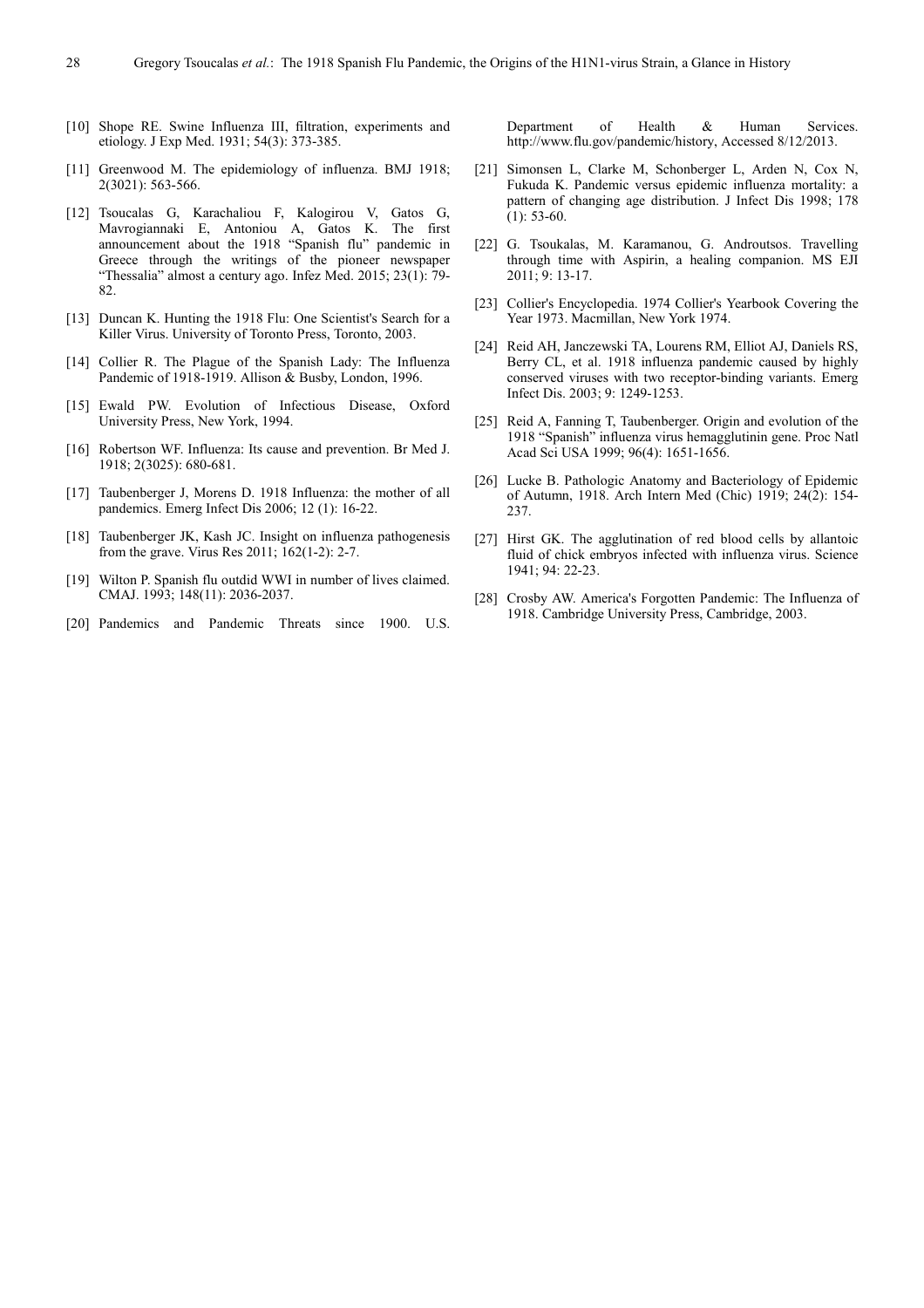[10] Shope RE. Swine Influenza III, filtration, experiments and etiology. J Exp Med. 1931; 54(3): 373-385.

[11] Greenwood M. The epidemiology of influenza. BMJ 1918; 2(3021): 563-566.

[12] Tsoucalas G, Karachaliou F, Kalogirou V, Gatos G, Mavrogiannaki E, Antoniou A, Gatos K. The first announcement about the 1918 "Spanish flu" pandemic in Greece through the writings of the pioneer newspaper "Thessalia" almost a century ago. Infez Med. 2015; 23(1): 79-82.

[13] Duncan K. Hunting the 1918 Flu: One Scientist's Search for a Killer Virus. University of Toronto Press, Toronto, 2003.

[14] Collier R. The Plague of the Spanish Lady: The Influenza Pandemic of 1918-1919. Allison & Busby, London, 1996.

[15] Ewald PW. Evolution of Infectious Disease, Oxford University Press, New York, 1994.

[16] Robertson WF. Influenza: Its cause and prevention. Br Med J. 1918; 2(3025): 680-681.

[17] Taubenberger J, Morens D. 1918 Influenza: the mother of all pandemics. Emerg Infect Dis 2006; 12 (1): 16-22.

[18] Taubenberger JK, Kash JC. Insight on influenza pathogenesis from the grave. Virus Res 2011; 162(1-2): 2-7.

[19] Wilton P. Spanish flu outdid WWI in number of lives claimed. CMAJ. 1993; 148(11): 2036-2037.

[20] Pandemics and Pandemic Threats since 1900. U.S. Department of Health & Human Services. http://www.flu.gov/pandemic/history, Accessed 8/12/2013.

[21] Simonsen L, Clarke M, Schonberger L, Arden N, Cox N, Fukuda K. Pandemic versus epidemic influenza mortality: a pattern of changing age distribution. J Infect Dis 1998; 178 (1): 53-60.

[22] G. Tsoukalas, M. Karamanou, G. Androutsos. Travelling through time with Aspirin, a healing companion. MS EJI 2011; 9: 13-17.

[23] Collier's Encyclopedia. 1974 Collier's Yearbook Covering the Year 1973. Macmillan, New York 1974.

[24] Reid AH, Janczewski TA, Lourens RM, Elliot AJ, Daniels RS, Berry CL, et al. 1918 influenza pandemic caused by highly conserved viruses with two receptor-binding variants. Emerg Infect Dis. 2003; 9: 1249-1253.

[25] Reid A, Fanning T, Taubenberger. Origin and evolution of the 1918 "Spanish" influenza virus hemagglutinin gene. Proc Natl Acad Sci USA 1999; 96(4): 1651-1656.

[26] Lucke B. Pathologic Anatomy and Bacteriology of Epidemic of Autumn, 1918. Arch Intern Med (Chic) 1919; 24(2): 154-237.

[27] Hirst GK. The agglutination of red blood cells by allantoic fluid of chick embryos infected with influenza virus. Science 1941; 94: 22-23.

[28] Crosby AW. America's Forgotten Pandemic: The Influenza of 1918. Cambridge University Press, Cambridge, 2003.